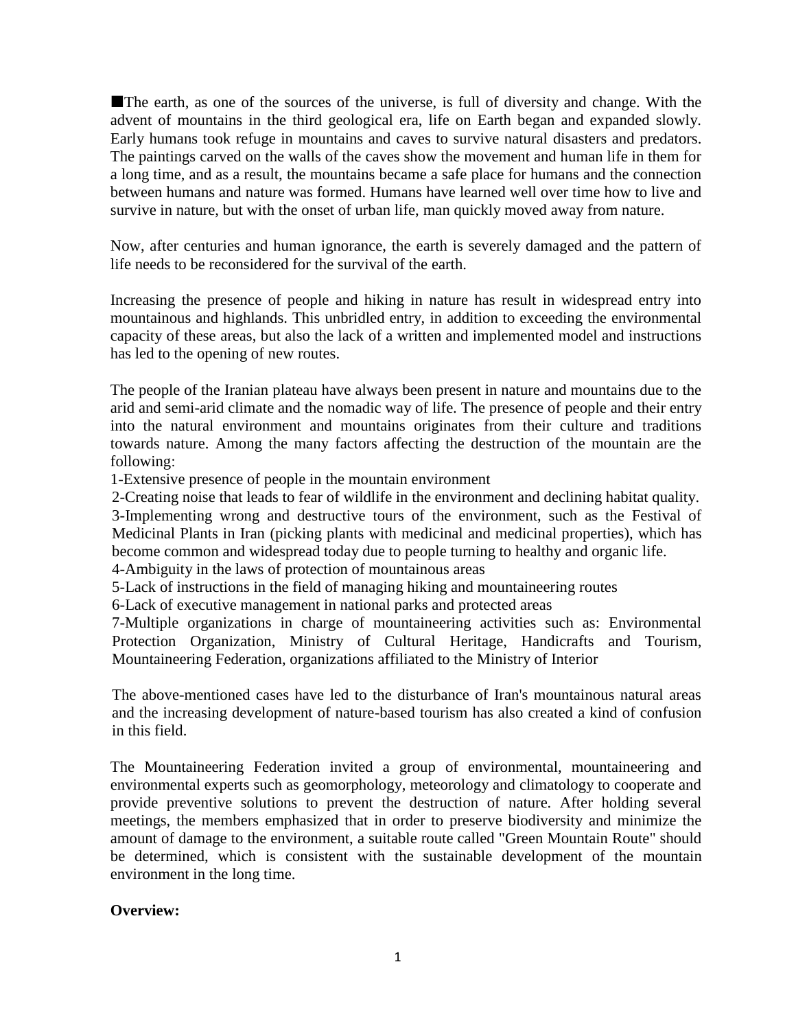■The earth, as one of the sources of the universe, is full of diversity and change. With the advent of mountains in the third geological era, life on Earth began and expanded slowly. Early humans took refuge in mountains and caves to survive natural disasters and predators. The paintings carved on the walls of the caves show the movement and human life in them for a long time, and as a result, the mountains became a safe place for humans and the connection between humans and nature was formed. Humans have learned well over time how to live and survive in nature, but with the onset of urban life, man quickly moved away from nature.

Now, after centuries and human ignorance, the earth is severely damaged and the pattern of life needs to be reconsidered for the survival of the earth.

Increasing the presence of people and hiking in nature has result in widespread entry into mountainous and highlands. This unbridled entry, in addition to exceeding the environmental capacity of these areas, but also the lack of a written and implemented model and instructions has led to the opening of new routes.

The people of the Iranian plateau have always been present in nature and mountains due to the arid and semi-arid climate and the nomadic way of life. The presence of people and their entry into the natural environment and mountains originates from their culture and traditions towards nature. Among the many factors affecting the destruction of the mountain are the following:

1-Extensive presence of people in the mountain environment

2-Creating noise that leads to fear of wildlife in the environment and declining habitat quality.

3-Implementing wrong and destructive tours of the environment, such as the Festival of Medicinal Plants in Iran (picking plants with medicinal and medicinal properties), which has become common and widespread today due to people turning to healthy and organic life.

4-Ambiguity in the laws of protection of mountainous areas

5-Lack of instructions in the field of managing hiking and mountaineering routes

6-Lack of executive management in national parks and protected areas

7-Multiple organizations in charge of mountaineering activities such as: Environmental Protection Organization, Ministry of Cultural Heritage, Handicrafts and Tourism, Mountaineering Federation, organizations affiliated to the Ministry of Interior

The above-mentioned cases have led to the disturbance of Iran's mountainous natural areas and the increasing development of nature-based tourism has also created a kind of confusion in this field.

The Mountaineering Federation invited a group of environmental, mountaineering and environmental experts such as geomorphology, meteorology and climatology to cooperate and provide preventive solutions to prevent the destruction of nature. After holding several meetings, the members emphasized that in order to preserve biodiversity and minimize the amount of damage to the environment, a suitable route called "Green Mountain Route" should be determined, which is consistent with the sustainable development of the mountain environment in the long time.

**Overview:**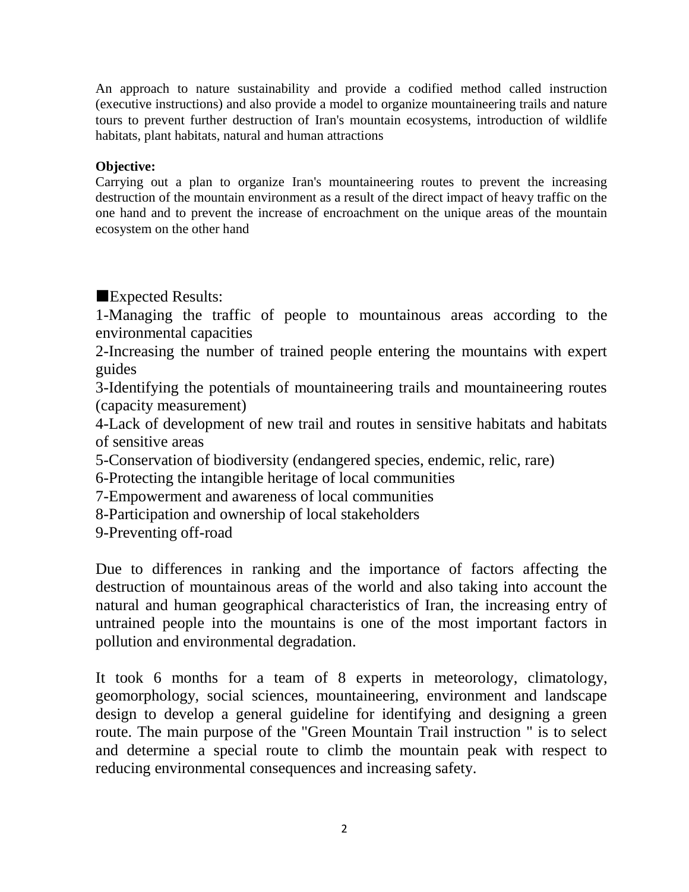An approach to nature sustainability and provide a codified method called instruction (executive instructions) and also provide a model to organize mountaineering trails and nature tours to prevent further destruction of Iran's mountain ecosystems, introduction of wildlife habitats, plant habitats, natural and human attractions

**Objective:**

Carrying out a plan to organize Iran's mountaineering routes to prevent the increasing destruction of the mountain environment as a result of the direct impact of heavy traffic on the one hand and to prevent the increase of encroachment on the unique areas of the mountain ecosystem on the other hand

■Expected Results:

1-Managing the traffic of people to mountainous areas according to the environmental capacities

2-Increasing the number of trained people entering the mountains with expert guides

3-Identifying the potentials of mountaineering trails and mountaineering routes (capacity measurement)

4-Lack of development of new trail and routes in sensitive habitats and habitats of sensitive areas

5-Conservation of biodiversity (endangered species, endemic, relic, rare)

6-Protecting the intangible heritage of local communities

7-Empowerment and awareness of local communities

8-Participation and ownership of local stakeholders

9-Preventing off-road

Due to differences in ranking and the importance of factors affecting the destruction of mountainous areas of the world and also taking into account the natural and human geographical characteristics of Iran, the increasing entry of untrained people into the mountains is one of the most important factors in pollution and environmental degradation.

It took 6 months for a team of 8 experts in meteorology, climatology, geomorphology, social sciences, mountaineering, environment and landscape design to develop a general guideline for identifying and designing a green route. The main purpose of the "Green Mountain Trail instruction " is to select and determine a special route to climb the mountain peak with respect to reducing environmental consequences and increasing safety.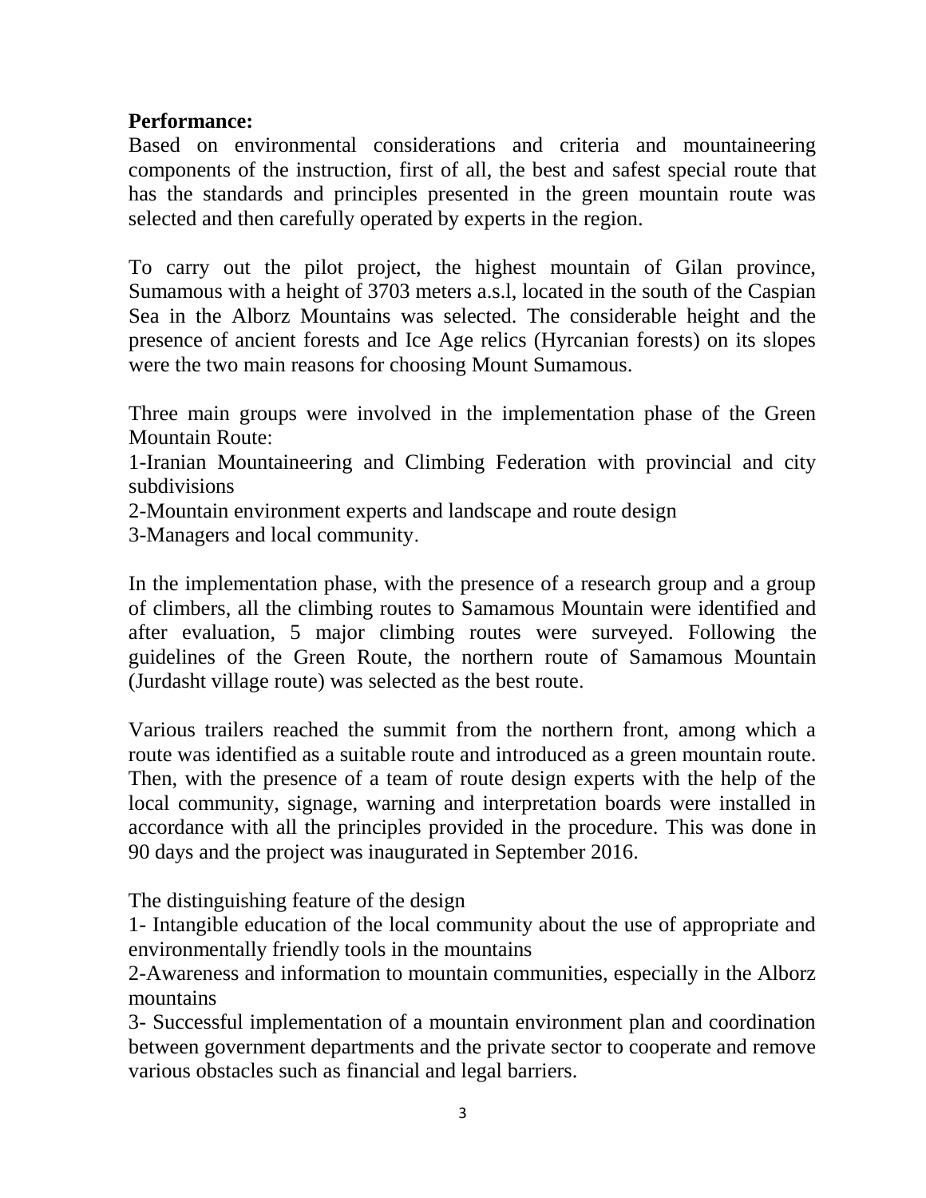**Performance:**

Based on environmental considerations and criteria and mountaineering components of the instruction, first of all, the best and safest special route that has the standards and principles presented in the green mountain route was selected and then carefully operated by experts in the region.

To carry out the pilot project, the highest mountain of Gilan province, Sumamous with a height of 3703 meters a.s.l, located in the south of the Caspian Sea in the Alborz Mountains was selected. The considerable height and the presence of ancient forests and Ice Age relics (Hyrcanian forests) on its slopes were the two main reasons for choosing Mount Sumamous.

Three main groups were involved in the implementation phase of the Green Mountain Route:

1-Iranian Mountaineering and Climbing Federation with provincial and city subdivisions

2-Mountain environment experts and landscape and route design

3-Managers and local community.

In the implementation phase, with the presence of a research group and a group of climbers, all the climbing routes to Samamous Mountain were identified and after evaluation, 5 major climbing routes were surveyed. Following the guidelines of the Green Route, the northern route of Samamous Mountain (Jurdasht village route) was selected as the best route.

Various trailers reached the summit from the northern front, among which a route was identified as a suitable route and introduced as a green mountain route. Then, with the presence of a team of route design experts with the help of the local community, signage, warning and interpretation boards were installed in accordance with all the principles provided in the procedure. This was done in 90 days and the project was inaugurated in September 2016.

The distinguishing feature of the design

1- Intangible education of the local community about the use of appropriate and environmentally friendly tools in the mountains

2-Awareness and information to mountain communities, especially in the Alborz mountains

3- Successful implementation of a mountain environment plan and coordination between government departments and the private sector to cooperate and remove various obstacles such as financial and legal barriers.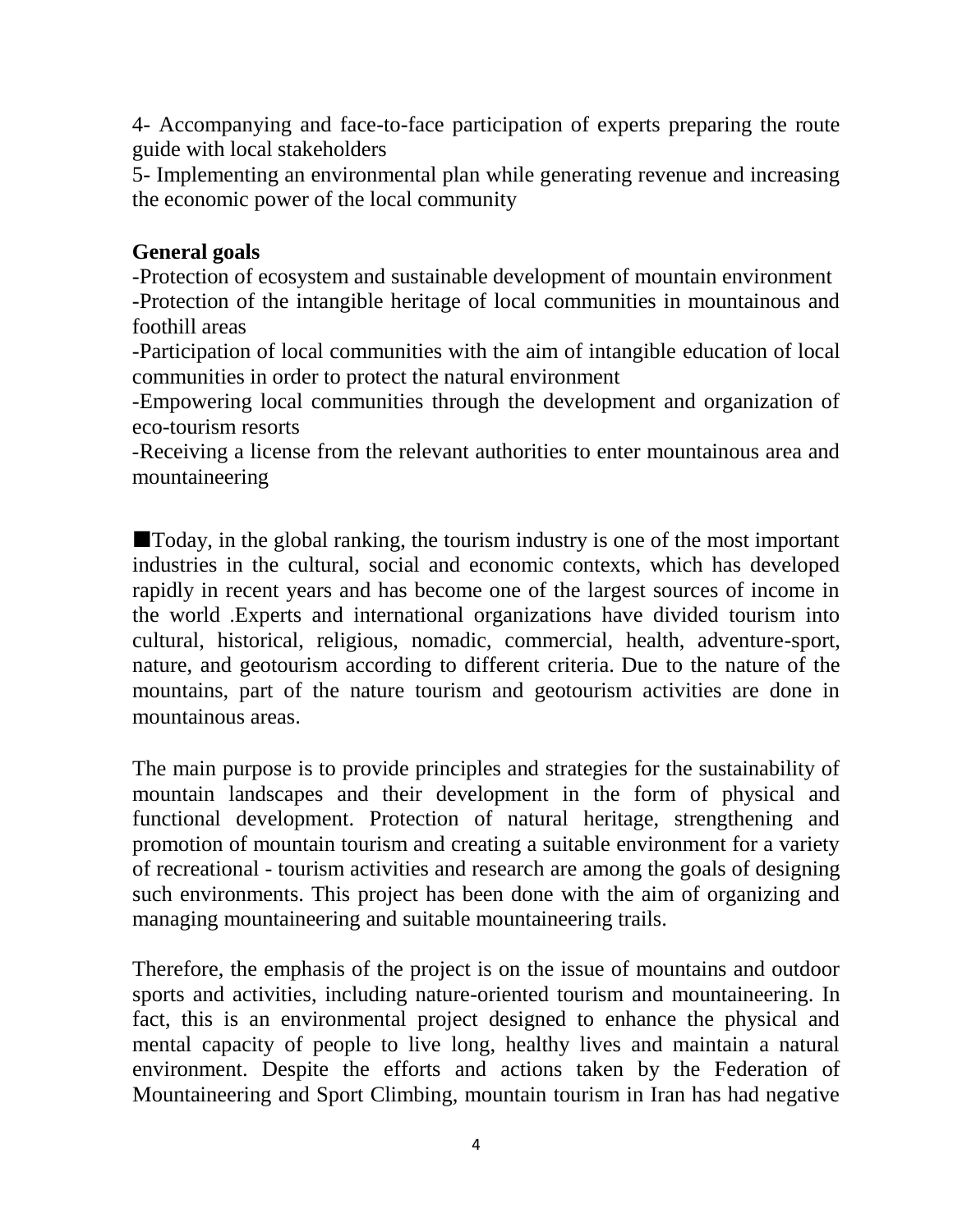4- Accompanying and face-to-face participation of experts preparing the route guide with local stakeholders

5- Implementing an environmental plan while generating revenue and increasing the economic power of the local community

**General goals**

-Protection of ecosystem and sustainable development of mountain environment

-Protection of the intangible heritage of local communities in mountainous and foothill areas

-Participation of local communities with the aim of intangible education of local communities in order to protect the natural environment

-Empowering local communities through the development and organization of eco-tourism resorts

-Receiving a license from the relevant authorities to enter mountainous area and mountaineering

■Today, in the global ranking, the tourism industry is one of the most important industries in the cultural, social and economic contexts, which has developed rapidly in recent years and has become one of the largest sources of income in the world .Experts and international organizations have divided tourism into cultural, historical, religious, nomadic, commercial, health, adventure-sport, nature, and geotourism according to different criteria. Due to the nature of the mountains, part of the nature tourism and geotourism activities are done in mountainous areas.

The main purpose is to provide principles and strategies for the sustainability of mountain landscapes and their development in the form of physical and functional development. Protection of natural heritage, strengthening and promotion of mountain tourism and creating a suitable environment for a variety of recreational - tourism activities and research are among the goals of designing such environments. This project has been done with the aim of organizing and managing mountaineering and suitable mountaineering trails.

Therefore, the emphasis of the project is on the issue of mountains and outdoor sports and activities, including nature-oriented tourism and mountaineering. In fact, this is an environmental project designed to enhance the physical and mental capacity of people to live long, healthy lives and maintain a natural environment. Despite the efforts and actions taken by the Federation of Mountaineering and Sport Climbing, mountain tourism in Iran has had negative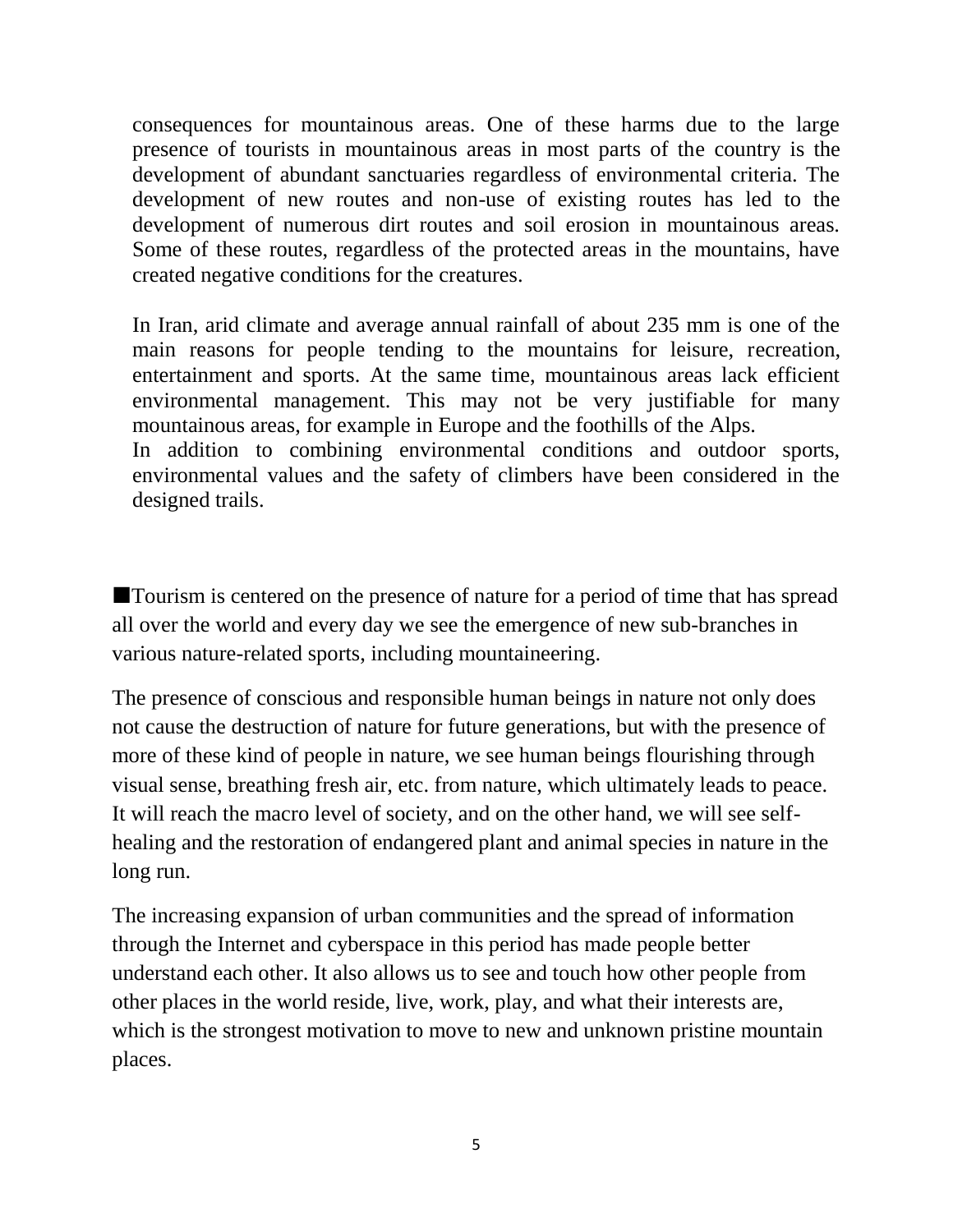consequences for mountainous areas. One of these harms due to the large presence of tourists in mountainous areas in most parts of the country is the development of abundant sanctuaries regardless of environmental criteria. The development of new routes and non-use of existing routes has led to the development of numerous dirt routes and soil erosion in mountainous areas. Some of these routes, regardless of the protected areas in the mountains, have created negative conditions for the creatures.

In Iran, arid climate and average annual rainfall of about 235 mm is one of the main reasons for people tending to the mountains for leisure, recreation, entertainment and sports. At the same time, mountainous areas lack efficient environmental management. This may not be very justifiable for many mountainous areas, for example in Europe and the foothills of the Alps.
In addition to combining environmental conditions and outdoor sports, environmental values and the safety of climbers have been considered in the designed trails.

■Tourism is centered on the presence of nature for a period of time that has spread all over the world and every day we see the emergence of new sub-branches in various nature-related sports, including mountaineering.

The presence of conscious and responsible human beings in nature not only does not cause the destruction of nature for future generations, but with the presence of more of these kind of people in nature, we see human beings flourishing through visual sense, breathing fresh air, etc. from nature, which ultimately leads to peace. It will reach the macro level of society, and on the other hand, we will see self-healing and the restoration of endangered plant and animal species in nature in the long run.

The increasing expansion of urban communities and the spread of information through the Internet and cyberspace in this period has made people better understand each other. It also allows us to see and touch how other people from other places in the world reside, live, work, play, and what their interests are, which is the strongest motivation to move to new and unknown pristine mountain places.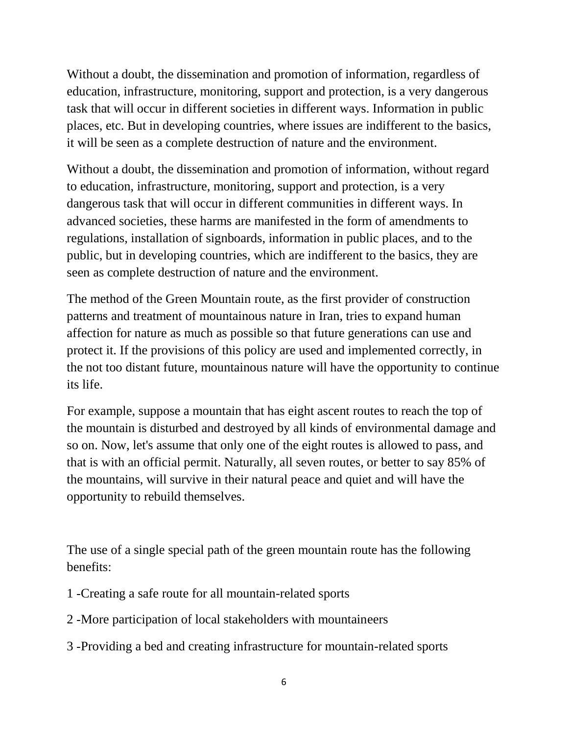Without a doubt, the dissemination and promotion of information, regardless of education, infrastructure, monitoring, support and protection, is a very dangerous task that will occur in different societies in different ways. Information in public places, etc. But in developing countries, where issues are indifferent to the basics, it will be seen as a complete destruction of nature and the environment.

Without a doubt, the dissemination and promotion of information, without regard to education, infrastructure, monitoring, support and protection, is a very dangerous task that will occur in different communities in different ways. In advanced societies, these harms are manifested in the form of amendments to regulations, installation of signboards, information in public places, and to the public, but in developing countries, which are indifferent to the basics, they are seen as complete destruction of nature and the environment.

The method of the Green Mountain route, as the first provider of construction patterns and treatment of mountainous nature in Iran, tries to expand human affection for nature as much as possible so that future generations can use and protect it. If the provisions of this policy are used and implemented correctly, in the not too distant future, mountainous nature will have the opportunity to continue its life.

For example, suppose a mountain that has eight ascent routes to reach the top of the mountain is disturbed and destroyed by all kinds of environmental damage and so on. Now, let's assume that only one of the eight routes is allowed to pass, and that is with an official permit. Naturally, all seven routes, or better to say 85% of the mountains, will survive in their natural peace and quiet and will have the opportunity to rebuild themselves.

The use of a single special path of the green mountain route has the following benefits:

1 -Creating a safe route for all mountain-related sports

2 -More participation of local stakeholders with mountaineers

3 -Providing a bed and creating infrastructure for mountain-related sports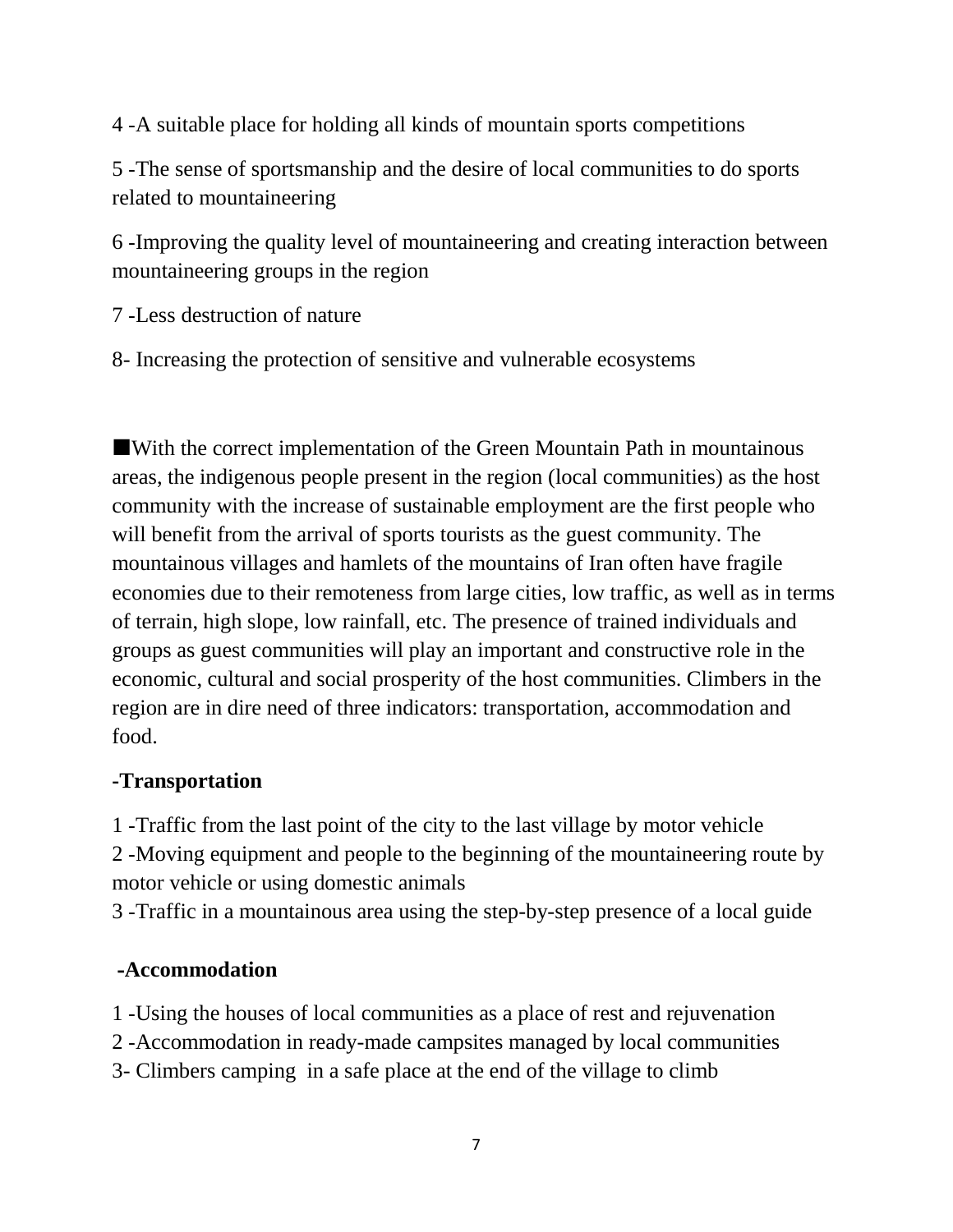4 -A suitable place for holding all kinds of mountain sports competitions

5 -The sense of sportsmanship and the desire of local communities to do sports related to mountaineering

6 -Improving the quality level of mountaineering and creating interaction between mountaineering groups in the region

7 -Less destruction of nature

8- Increasing the protection of sensitive and vulnerable ecosystems

■With the correct implementation of the Green Mountain Path in mountainous areas, the indigenous people present in the region (local communities) as the host community with the increase of sustainable employment are the first people who will benefit from the arrival of sports tourists as the guest community. The mountainous villages and hamlets of the mountains of Iran often have fragile economies due to their remoteness from large cities, low traffic, as well as in terms of terrain, high slope, low rainfall, etc. The presence of trained individuals and groups as guest communities will play an important and constructive role in the economic, cultural and social prosperity of the host communities. Climbers in the region are in dire need of three indicators: transportation, accommodation and food.

**-Transportation**

1 -Traffic from the last point of the city to the last village by motor vehicle
2 -Moving equipment and people to the beginning of the mountaineering route by motor vehicle or using domestic animals
3 -Traffic in a mountainous area using the step-by-step presence of a local guide

**-Accommodation**

1 -Using the houses of local communities as a place of rest and rejuvenation
2 -Accommodation in ready-made campsites managed by local communities
3- Climbers camping in a safe place at the end of the village to climb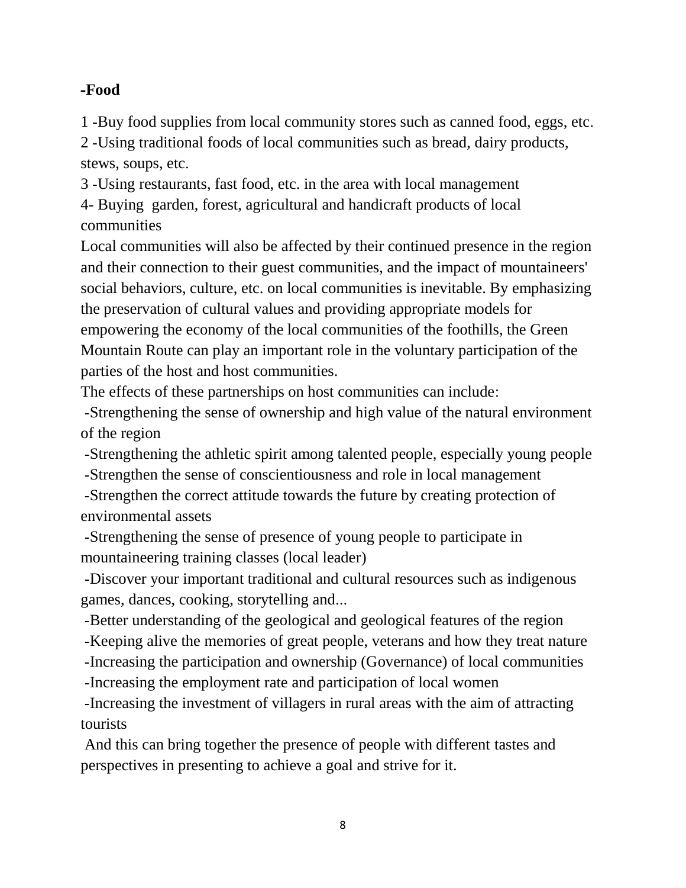**-Food**

1 -Buy food supplies from local community stores such as canned food, eggs, etc.
2 -Using traditional foods of local communities such as bread, dairy products, stews, soups, etc.
3 -Using restaurants, fast food, etc. in the area with local management
4- Buying garden, forest, agricultural and handicraft products of local communities

Local communities will also be affected by their continued presence in the region and their connection to their guest communities, and the impact of mountaineers' social behaviors, culture, etc. on local communities is inevitable. By emphasizing the preservation of cultural values and providing appropriate models for empowering the economy of the local communities of the foothills, the Green Mountain Route can play an important role in the voluntary participation of the parties of the host and host communities.

The effects of these partnerships on host communities can include:

-Strengthening the sense of ownership and high value of the natural environment of the region
-Strengthening the athletic spirit among talented people, especially young people
-Strengthen the sense of conscientiousness and role in local management
-Strengthen the correct attitude towards the future by creating protection of environmental assets
-Strengthening the sense of presence of young people to participate in mountaineering training classes (local leader)
-Discover your important traditional and cultural resources such as indigenous games, dances, cooking, storytelling and...
-Better understanding of the geological and geological features of the region
-Keeping alive the memories of great people, veterans and how they treat nature
-Increasing the participation and ownership (Governance) of local communities
-Increasing the employment rate and participation of local women
-Increasing the investment of villagers in rural areas with the aim of attracting tourists

And this can bring together the presence of people with different tastes and perspectives in presenting to achieve a goal and strive for it.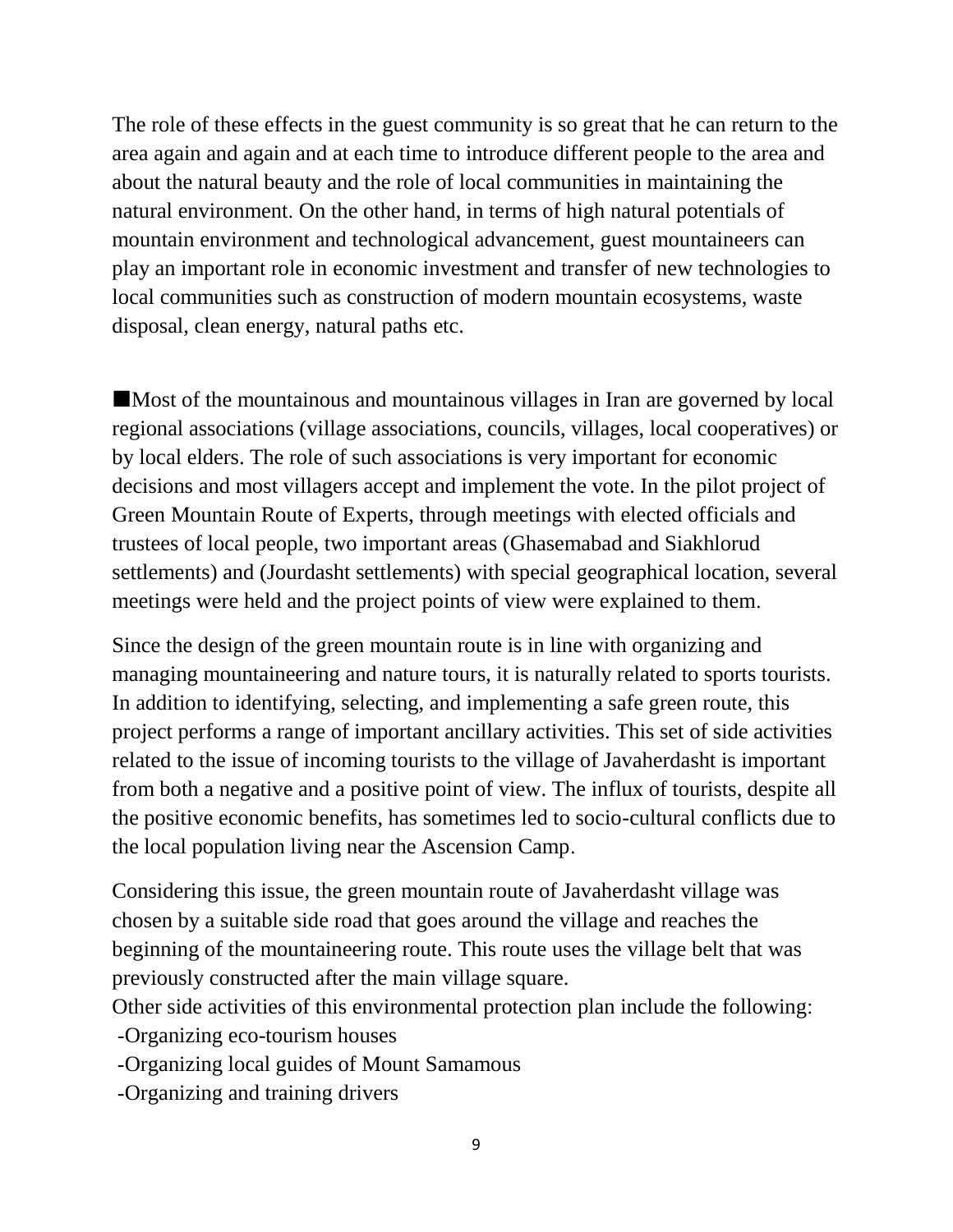The role of these effects in the guest community is so great that he can return to the area again and again and at each time to introduce different people to the area and about the natural beauty and the role of local communities in maintaining the natural environment. On the other hand, in terms of high natural potentials of mountain environment and technological advancement, guest mountaineers can play an important role in economic investment and transfer of new technologies to local communities such as construction of modern mountain ecosystems, waste disposal, clean energy, natural paths etc.

■Most of the mountainous and mountainous villages in Iran are governed by local regional associations (village associations, councils, villages, local cooperatives) or by local elders. The role of such associations is very important for economic decisions and most villagers accept and implement the vote. In the pilot project of Green Mountain Route of Experts, through meetings with elected officials and trustees of local people, two important areas (Ghasemabad and Siakhlorud settlements) and (Jourdasht settlements) with special geographical location, several meetings were held and the project points of view were explained to them.

Since the design of the green mountain route is in line with organizing and managing mountaineering and nature tours, it is naturally related to sports tourists. In addition to identifying, selecting, and implementing a safe green route, this project performs a range of important ancillary activities. This set of side activities related to the issue of incoming tourists to the village of Javaherdasht is important from both a negative and a positive point of view. The influx of tourists, despite all the positive economic benefits, has sometimes led to socio-cultural conflicts due to the local population living near the Ascension Camp.

Considering this issue, the green mountain route of Javaherdasht village was chosen by a suitable side road that goes around the village and reaches the beginning of the mountaineering route. This route uses the village belt that was previously constructed after the main village square.

Other side activities of this environmental protection plan include the following:

-Organizing eco-tourism houses

-Organizing local guides of Mount Samamous

-Organizing and training drivers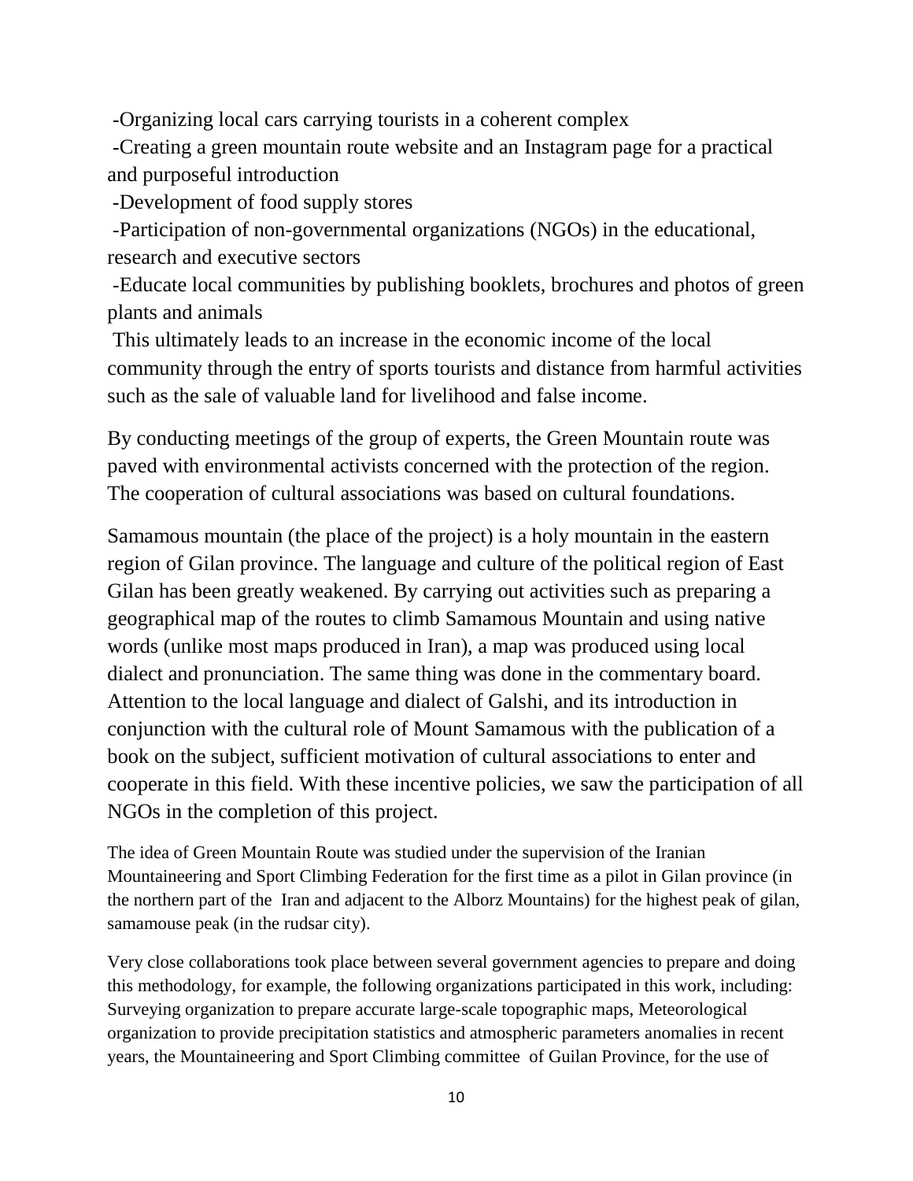-Organizing local cars carrying tourists in a coherent complex

-Creating a green mountain route website and an Instagram page for a practical and purposeful introduction

-Development of food supply stores

-Participation of non-governmental organizations (NGOs) in the educational, research and executive sectors

-Educate local communities by publishing booklets, brochures and photos of green plants and animals

This ultimately leads to an increase in the economic income of the local community through the entry of sports tourists and distance from harmful activities such as the sale of valuable land for livelihood and false income.

By conducting meetings of the group of experts, the Green Mountain route was paved with environmental activists concerned with the protection of the region. The cooperation of cultural associations was based on cultural foundations.

Samamous mountain (the place of the project) is a holy mountain in the eastern region of Gilan province. The language and culture of the political region of East Gilan has been greatly weakened. By carrying out activities such as preparing a geographical map of the routes to climb Samamous Mountain and using native words (unlike most maps produced in Iran), a map was produced using local dialect and pronunciation. The same thing was done in the commentary board. Attention to the local language and dialect of Galshi, and its introduction in conjunction with the cultural role of Mount Samamous with the publication of a book on the subject, sufficient motivation of cultural associations to enter and cooperate in this field. With these incentive policies, we saw the participation of all NGOs in the completion of this project.

The idea of Green Mountain Route was studied under the supervision of the Iranian Mountaineering and Sport Climbing Federation for the first time as a pilot in Gilan province (in the northern part of the Iran and adjacent to the Alborz Mountains) for the highest peak of gilan, samamouse peak (in the rudsar city).

Very close collaborations took place between several government agencies to prepare and doing this methodology, for example, the following organizations participated in this work, including: Surveying organization to prepare accurate large-scale topographic maps, Meteorological organization to provide precipitation statistics and atmospheric parameters anomalies in recent years, the Mountaineering and Sport Climbing committee of Guilan Province, for the use of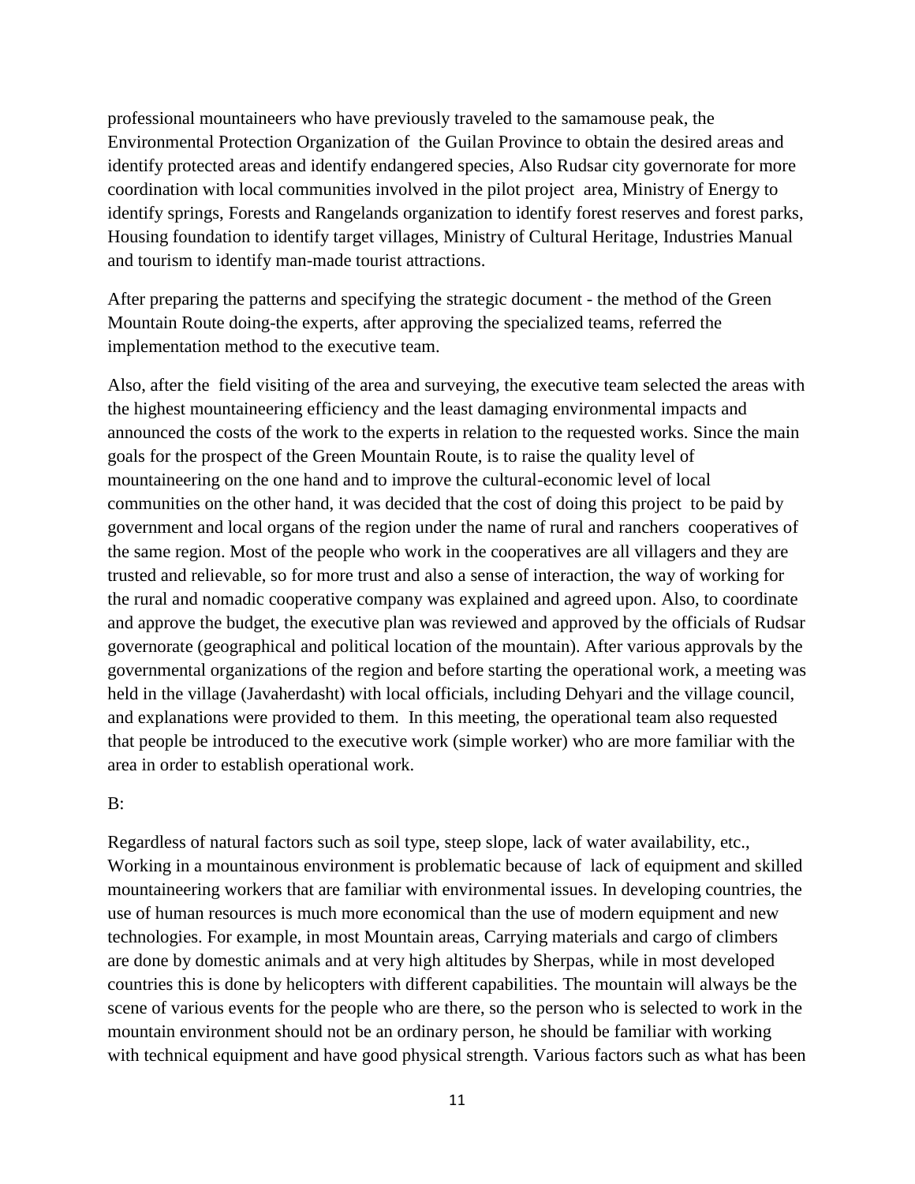professional mountaineers who have previously traveled to the samamouse peak, the Environmental Protection Organization of the Guilan Province to obtain the desired areas and identify protected areas and identify endangered species, Also Rudsar city governorate for more coordination with local communities involved in the pilot project area, Ministry of Energy to identify springs, Forests and Rangelands organization to identify forest reserves and forest parks, Housing foundation to identify target villages, Ministry of Cultural Heritage, Industries Manual and tourism to identify man-made tourist attractions.

After preparing the patterns and specifying the strategic document - the method of the Green Mountain Route doing-the experts, after approving the specialized teams, referred the implementation method to the executive team.

Also, after the field visiting of the area and surveying, the executive team selected the areas with the highest mountaineering efficiency and the least damaging environmental impacts and announced the costs of the work to the experts in relation to the requested works. Since the main goals for the prospect of the Green Mountain Route, is to raise the quality level of mountaineering on the one hand and to improve the cultural-economic level of local communities on the other hand, it was decided that the cost of doing this project to be paid by government and local organs of the region under the name of rural and ranchers cooperatives of the same region. Most of the people who work in the cooperatives are all villagers and they are trusted and relievable, so for more trust and also a sense of interaction, the way of working for the rural and nomadic cooperative company was explained and agreed upon. Also, to coordinate and approve the budget, the executive plan was reviewed and approved by the officials of Rudsar governorate (geographical and political location of the mountain). After various approvals by the governmental organizations of the region and before starting the operational work, a meeting was held in the village (Javaherdasht) with local officials, including Dehyari and the village council, and explanations were provided to them. In this meeting, the operational team also requested that people be introduced to the executive work (simple worker) who are more familiar with the area in order to establish operational work.

B:

Regardless of natural factors such as soil type, steep slope, lack of water availability, etc., Working in a mountainous environment is problematic because of lack of equipment and skilled mountaineering workers that are familiar with environmental issues. In developing countries, the use of human resources is much more economical than the use of modern equipment and new technologies. For example, in most Mountain areas, Carrying materials and cargo of climbers are done by domestic animals and at very high altitudes by Sherpas, while in most developed countries this is done by helicopters with different capabilities. The mountain will always be the scene of various events for the people who are there, so the person who is selected to work in the mountain environment should not be an ordinary person, he should be familiar with working with technical equipment and have good physical strength. Various factors such as what has been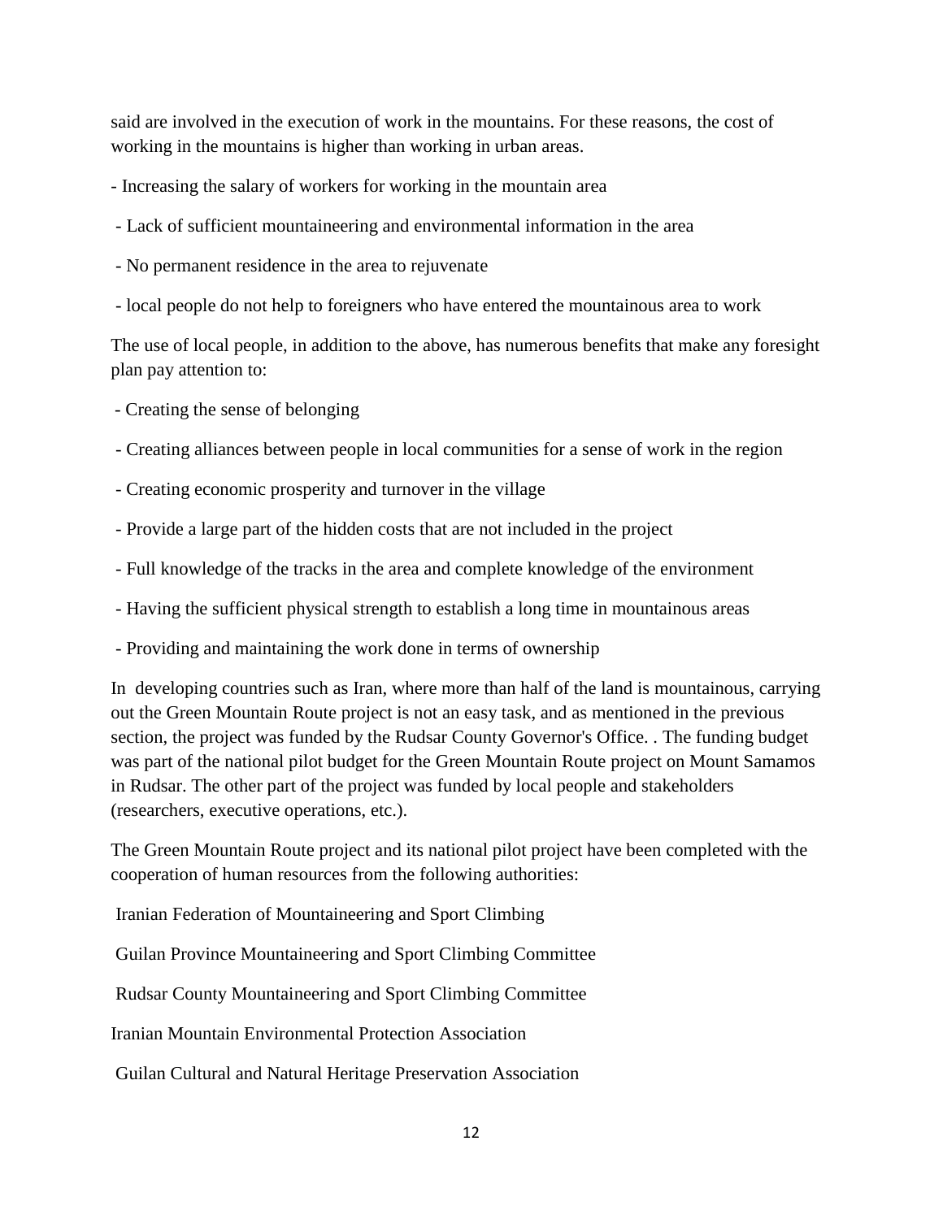said are involved in the execution of work in the mountains. For these reasons, the cost of working in the mountains is higher than working in urban areas.

- Increasing the salary of workers for working in the mountain area
- Lack of sufficient mountaineering and environmental information in the area
- No permanent residence in the area to rejuvenate
- local people do not help to foreigners who have entered the mountainous area to work

The use of local people, in addition to the above, has numerous benefits that make any foresight plan pay attention to:

- Creating the sense of belonging
- Creating alliances between people in local communities for a sense of work in the region
- Creating economic prosperity and turnover in the village
- Provide a large part of the hidden costs that are not included in the project
- Full knowledge of the tracks in the area and complete knowledge of the environment
- Having the sufficient physical strength to establish a long time in mountainous areas
- Providing and maintaining the work done in terms of ownership

In developing countries such as Iran, where more than half of the land is mountainous, carrying out the Green Mountain Route project is not an easy task, and as mentioned in the previous section, the project was funded by the Rudsar County Governor's Office. . The funding budget was part of the national pilot budget for the Green Mountain Route project on Mount Samamos in Rudsar. The other part of the project was funded by local people and stakeholders (researchers, executive operations, etc.).

The Green Mountain Route project and its national pilot project have been completed with the cooperation of human resources from the following authorities:

Iranian Federation of Mountaineering and Sport Climbing

Guilan Province Mountaineering and Sport Climbing Committee

Rudsar County Mountaineering and Sport Climbing Committee

Iranian Mountain Environmental Protection Association

Guilan Cultural and Natural Heritage Preservation Association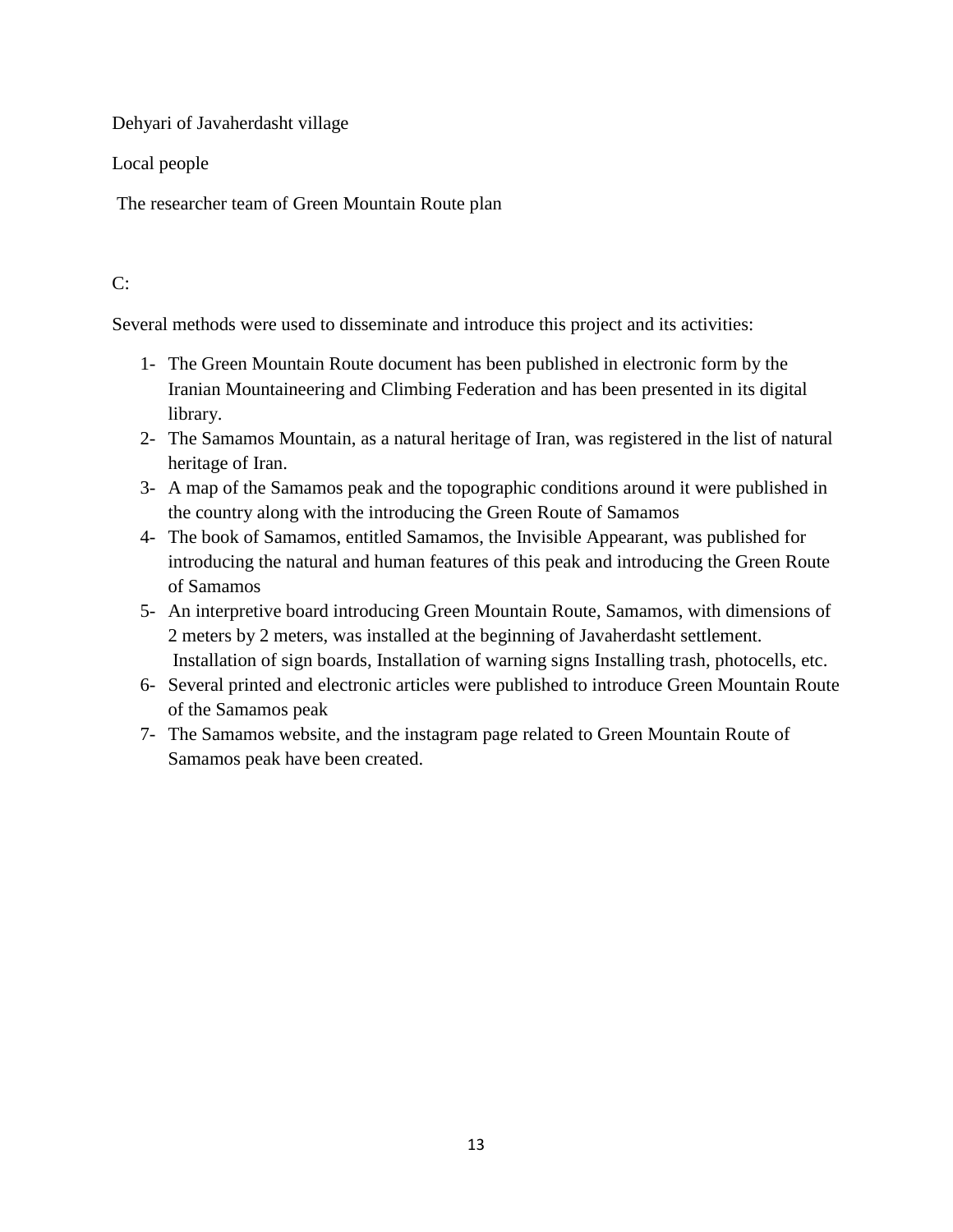Dehyari of Javaherdasht village

Local people

The researcher team of Green Mountain Route plan

C:

Several methods were used to disseminate and introduce this project and its activities:

1- The Green Mountain Route document has been published in electronic form by the Iranian Mountaineering and Climbing Federation and has been presented in its digital library.
2- The Samamos Mountain, as a natural heritage of Iran, was registered in the list of natural heritage of Iran.
3- A map of the Samamos peak and the topographic conditions around it were published in the country along with the introducing the Green Route of Samamos
4- The book of Samamos, entitled Samamos, the Invisible Appearant, was published for introducing the natural and human features of this peak and introducing the Green Route of Samamos
5- An interpretive board introducing Green Mountain Route, Samamos, with dimensions of 2 meters by 2 meters, was installed at the beginning of Javaherdasht settlement. Installation of sign boards, Installation of warning signs Installing trash, photocells, etc.
6- Several printed and electronic articles were published to introduce Green Mountain Route of the Samamos peak
7- The Samamos website, and the instagram page related to Green Mountain Route of Samamos peak have been created.